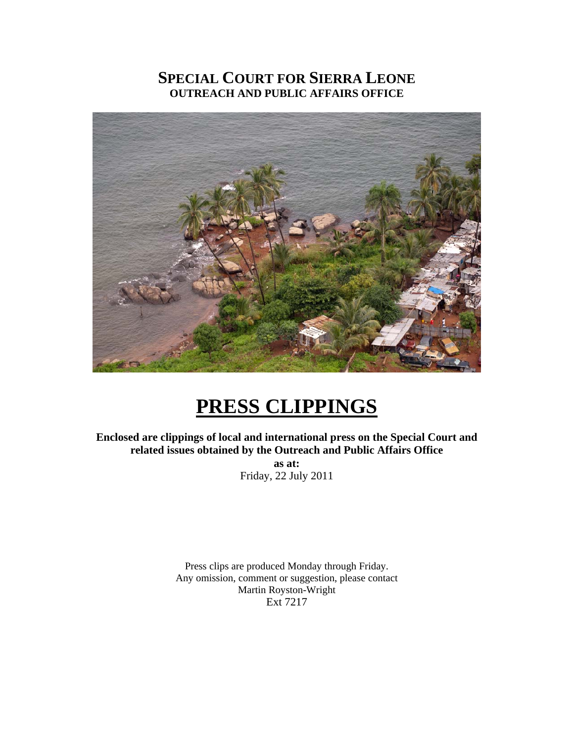# SPECIAL COURT FOR SIERRA LEONE
## OUTREACH AND PUBLIC AFFAIRS OFFICE

# PRESS CLIPPINGS

**Enclosed are clippings of local and international press on the Special Court and related issues obtained by the Outreach and Public Affairs Office**

**as at:**

Friday, 22 July 2011

Press clips are produced Monday through Friday.
Any omission, comment or suggestion, please contact
Martin Royston-Wright
Ext 7217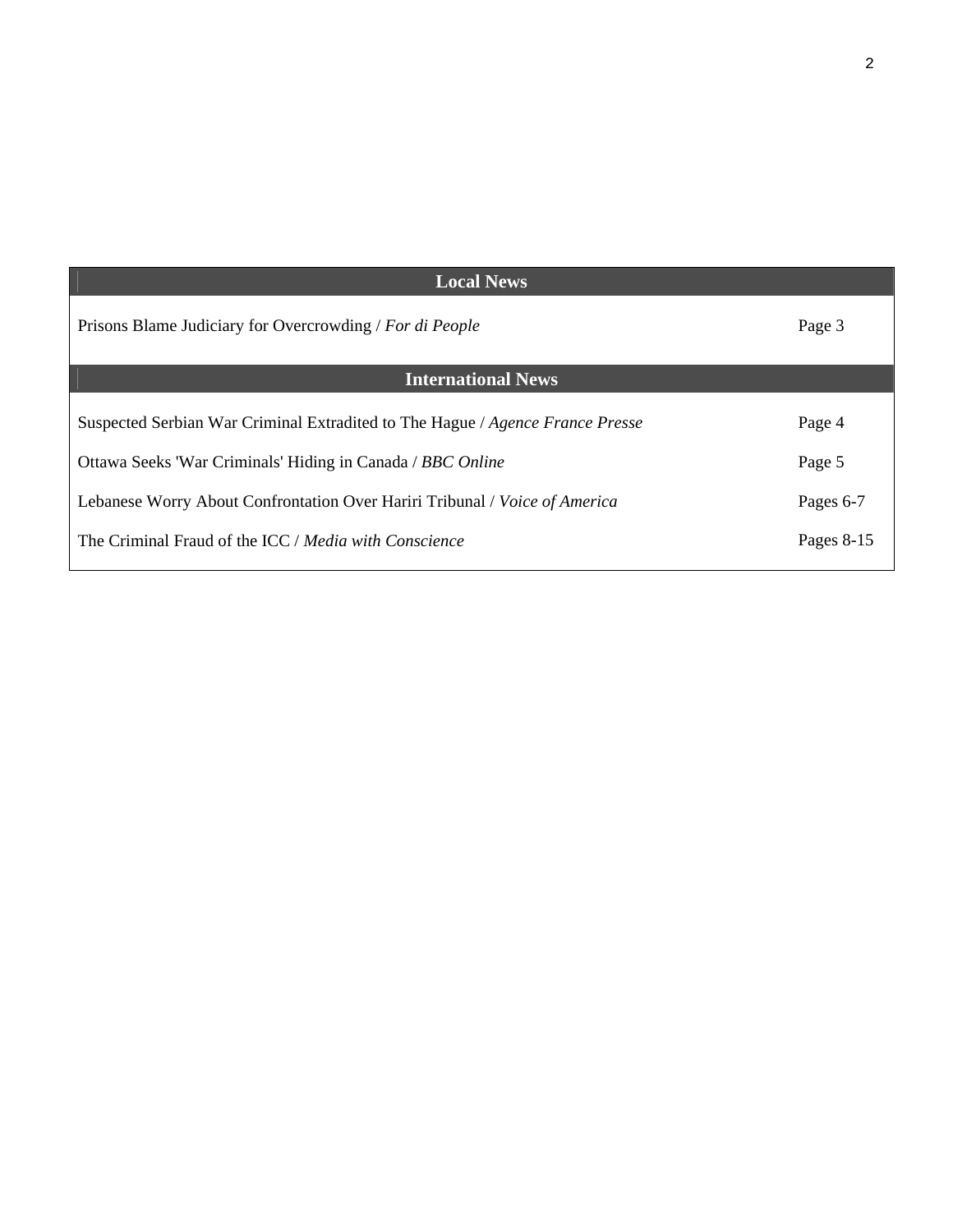## Local News

| | |
|---|---|
| Prisons Blame Judiciary for Overcrowding / *For di People* | Page 3 |

## International News

| | |
|---|---|
| Suspected Serbian War Criminal Extradited to The Hague / *Agence France Presse* | Page 4 |
| Ottawa Seeks 'War Criminals' Hiding in Canada / *BBC Online* | Page 5 |
| Lebanese Worry About Confrontation Over Hariri Tribunal / *Voice of America* | Pages 6-7 |
| The Criminal Fraud of the ICC / *Media with Conscience* | Pages 8-15 |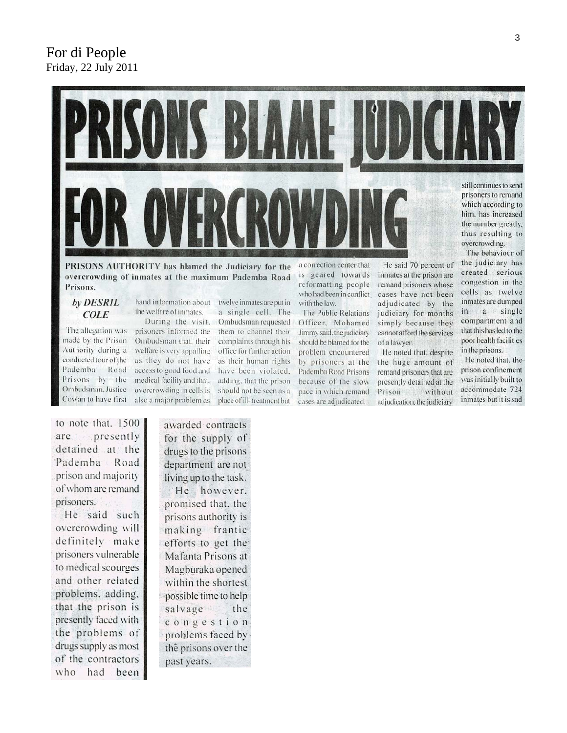For di People
Friday, 22 July 2011

# PRISONS BLAME JUDICIARY FOR OVERCROWDING

**PRISONS AUTHORITY has blamed the Judiciary for the overcrowding of inmates at the maximum Pademba Road Prisons.**

*by DESRIL COLE*

The allegation was made by the Prison Authority during a conducted tour of the Pademba Road Prisons by the Ombudsman, Justice Cowan to have first hand information about the welfare of inmates.

During the visit, prisoners informed the Ombudsman that, their welfare is very appalling as they do not have access to good food and medical facility and that, overcrowding in cells is also a major problem as twelve inmates are put in a single cell. The Ombudsman requested them to channel their complaints through his office for further action as their human rights have been violated, adding, that the prison should not be seen as a place of ill- treatment but a correction center that is geared towards reformatting people who had been in conflict with the law.

The Public Relations Officer, Mohamed Jimmy said, the judiciary should be blamed for the problem encountered by prisoners at the Pademba Road Prisons because of the slow pace in which remand cases are adjudicated.

He said 70 percent of inmates at the prison are remand prisoners whose cases have not been adjudicated by the judiciary for months simply because they cannot afford the services of a lawyer.

He noted that, despite the huge amount of remand prisoners that are presently detained at the Prison without adjudication, the judiciary still continues to send prisoners to remand which according to him, has increased the number greatly, thus resulting to overcrowding.

The behaviour of the judiciary has created serious congestion in the cells as twelve inmates are dumped in a single compartment and that this has led to the poor health facilities in the prisons.

He noted that, the prison confinement was initially built to accommodate 724 inmates but it is sad to note that, 1500 are presently detained at the Pademba Road prison and majority of whom are remand prisoners.

He said such overcrowding will definitely make prisoners vulnerable to medical scourges and other related problems, adding, that the prison is presently faced with the problems of drugs supply as most of the contractors who had been awarded contracts for the supply of drugs to the prisons department are not living up to the task.

He however, promised that, the prisons authority is making frantic efforts to get the Mafanta Prisons at Magburaka opened within the shortest possible time to help salvage the congestion problems faced by the prisons over the past years.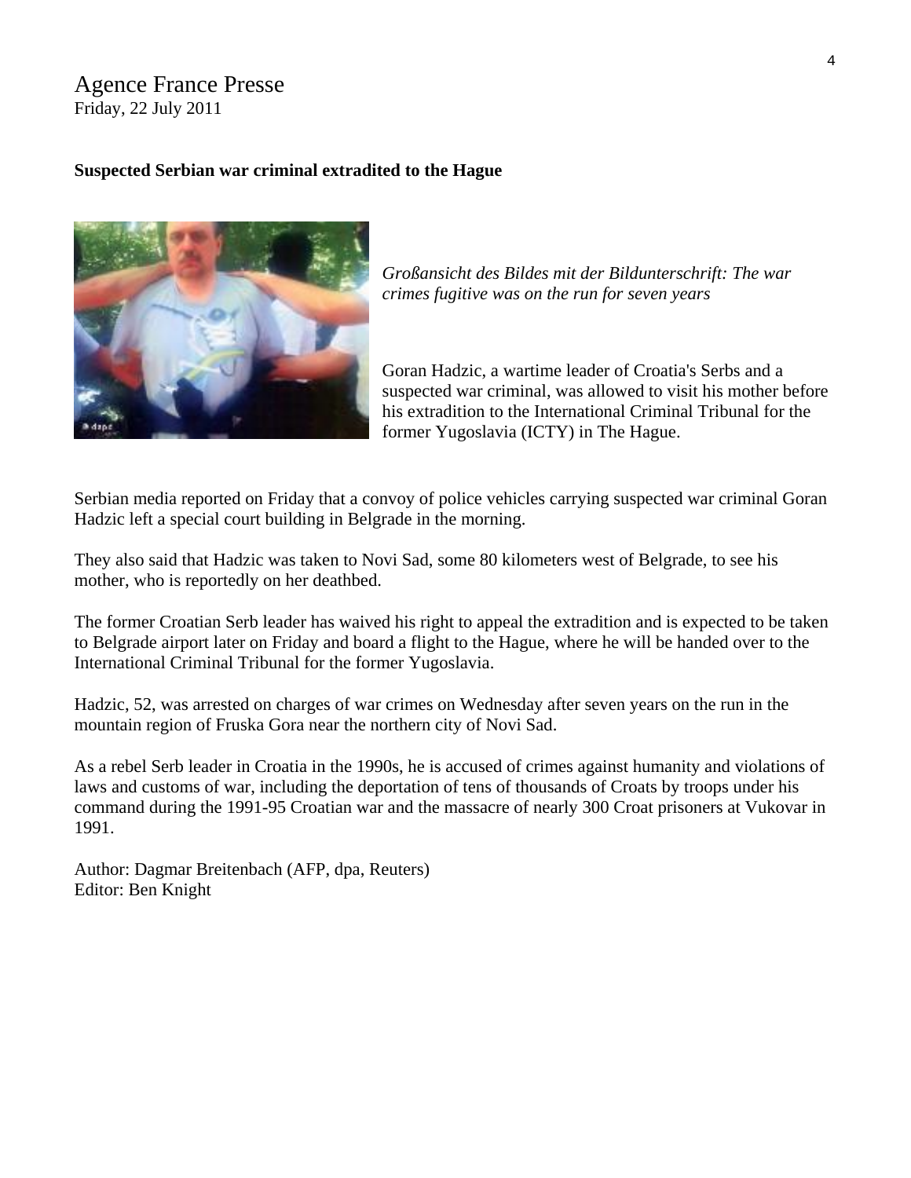Agence France Presse
Friday, 22 July 2011

**Suspected Serbian war criminal extradited to the Hague**

*Großansicht des Bildes mit der Bildunterschrift: The war crimes fugitive was on the run for seven years*

Goran Hadzic, a wartime leader of Croatia's Serbs and a suspected war criminal, was allowed to visit his mother before his extradition to the International Criminal Tribunal for the former Yugoslavia (ICTY) in The Hague.

Serbian media reported on Friday that a convoy of police vehicles carrying suspected war criminal Goran Hadzic left a special court building in Belgrade in the morning.

They also said that Hadzic was taken to Novi Sad, some 80 kilometers west of Belgrade, to see his mother, who is reportedly on her deathbed.

The former Croatian Serb leader has waived his right to appeal the extradition and is expected to be taken to Belgrade airport later on Friday and board a flight to the Hague, where he will be handed over to the International Criminal Tribunal for the former Yugoslavia.

Hadzic, 52, was arrested on charges of war crimes on Wednesday after seven years on the run in the mountain region of Fruska Gora near the northern city of Novi Sad.

As a rebel Serb leader in Croatia in the 1990s, he is accused of crimes against humanity and violations of laws and customs of war, including the deportation of tens of thousands of Croats by troops under his command during the 1991-95 Croatian war and the massacre of nearly 300 Croat prisoners at Vukovar in 1991.

Author: Dagmar Breitenbach (AFP, dpa, Reuters)
Editor: Ben Knight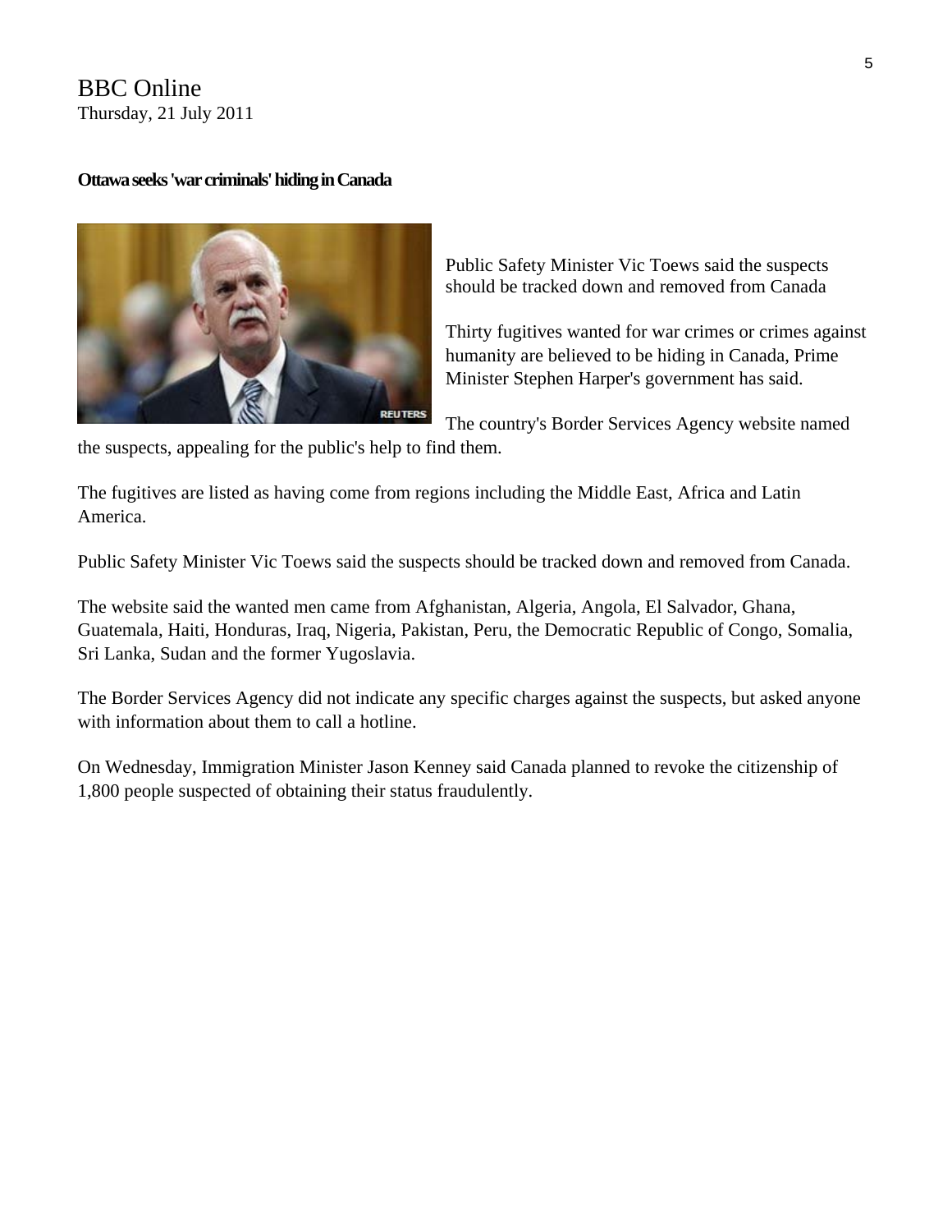BBC Online
Thursday, 21 July 2011

**Ottawa seeks 'war criminals' hiding in Canada**

Public Safety Minister Vic Toews said the suspects should be tracked down and removed from Canada

Thirty fugitives wanted for war crimes or crimes against humanity are believed to be hiding in Canada, Prime Minister Stephen Harper's government has said.

The country's Border Services Agency website named the suspects, appealing for the public's help to find them.

The fugitives are listed as having come from regions including the Middle East, Africa and Latin America.

Public Safety Minister Vic Toews said the suspects should be tracked down and removed from Canada.

The website said the wanted men came from Afghanistan, Algeria, Angola, El Salvador, Ghana, Guatemala, Haiti, Honduras, Iraq, Nigeria, Pakistan, Peru, the Democratic Republic of Congo, Somalia, Sri Lanka, Sudan and the former Yugoslavia.

The Border Services Agency did not indicate any specific charges against the suspects, but asked anyone with information about them to call a hotline.

On Wednesday, Immigration Minister Jason Kenney said Canada planned to revoke the citizenship of 1,800 people suspected of obtaining their status fraudulently.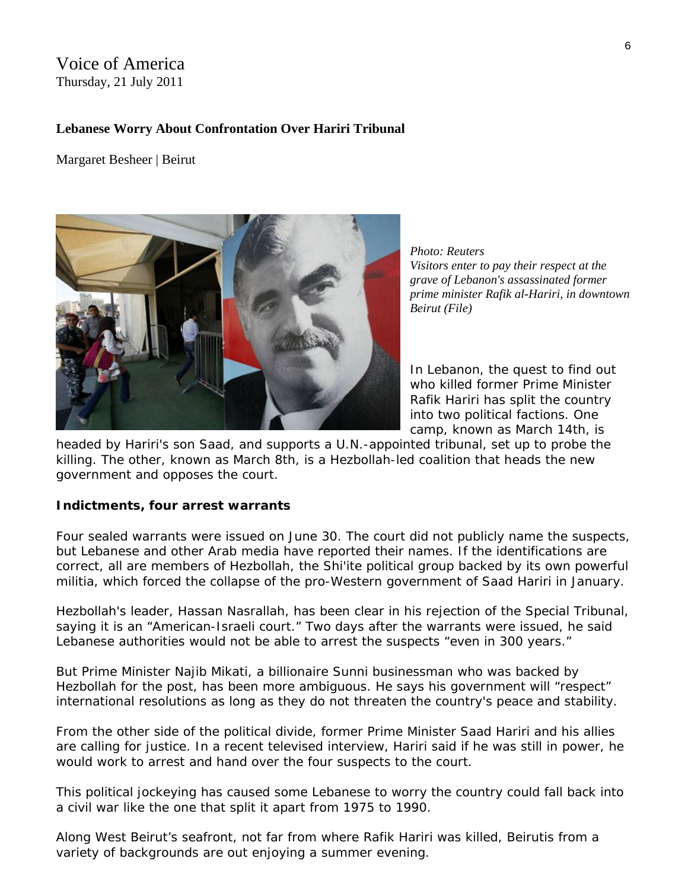Voice of America
Thursday, 21 July 2011

**Lebanese Worry About Confrontation Over Hariri Tribunal**

Margaret Besheer | Beirut

*Photo: Reuters*
*Visitors enter to pay their respect at the grave of Lebanon's assassinated former prime minister Rafik al-Hariri, in downtown Beirut (File)*

In Lebanon, the quest to find out who killed former Prime Minister Rafik Hariri has split the country into two political factions. One camp, known as March 14th, is headed by Hariri's son Saad, and supports a U.N.-appointed tribunal, set up to probe the killing. The other, known as March 8th, is a Hezbollah-led coalition that heads the new government and opposes the court.

**Indictments, four arrest warrants**

Four sealed warrants were issued on June 30. The court did not publicly name the suspects, but Lebanese and other Arab media have reported their names. If the identifications are correct, all are members of Hezbollah, the Shi'ite political group backed by its own powerful militia, which forced the collapse of the pro-Western government of Saad Hariri in January.

Hezbollah's leader, Hassan Nasrallah, has been clear in his rejection of the Special Tribunal, saying it is an "American-Israeli court." Two days after the warrants were issued, he said Lebanese authorities would not be able to arrest the suspects "even in 300 years."

But Prime Minister Najib Mikati, a billionaire Sunni businessman who was backed by Hezbollah for the post, has been more ambiguous. He says his government will "respect" international resolutions as long as they do not threaten the country's peace and stability.

From the other side of the political divide, former Prime Minister Saad Hariri and his allies are calling for justice. In a recent televised interview, Hariri said if he was still in power, he would work to arrest and hand over the four suspects to the court.

This political jockeying has caused some Lebanese to worry the country could fall back into a civil war like the one that split it apart from 1975 to 1990.

Along West Beirut's seafront, not far from where Rafik Hariri was killed, Beirutis from a variety of backgrounds are out enjoying a summer evening.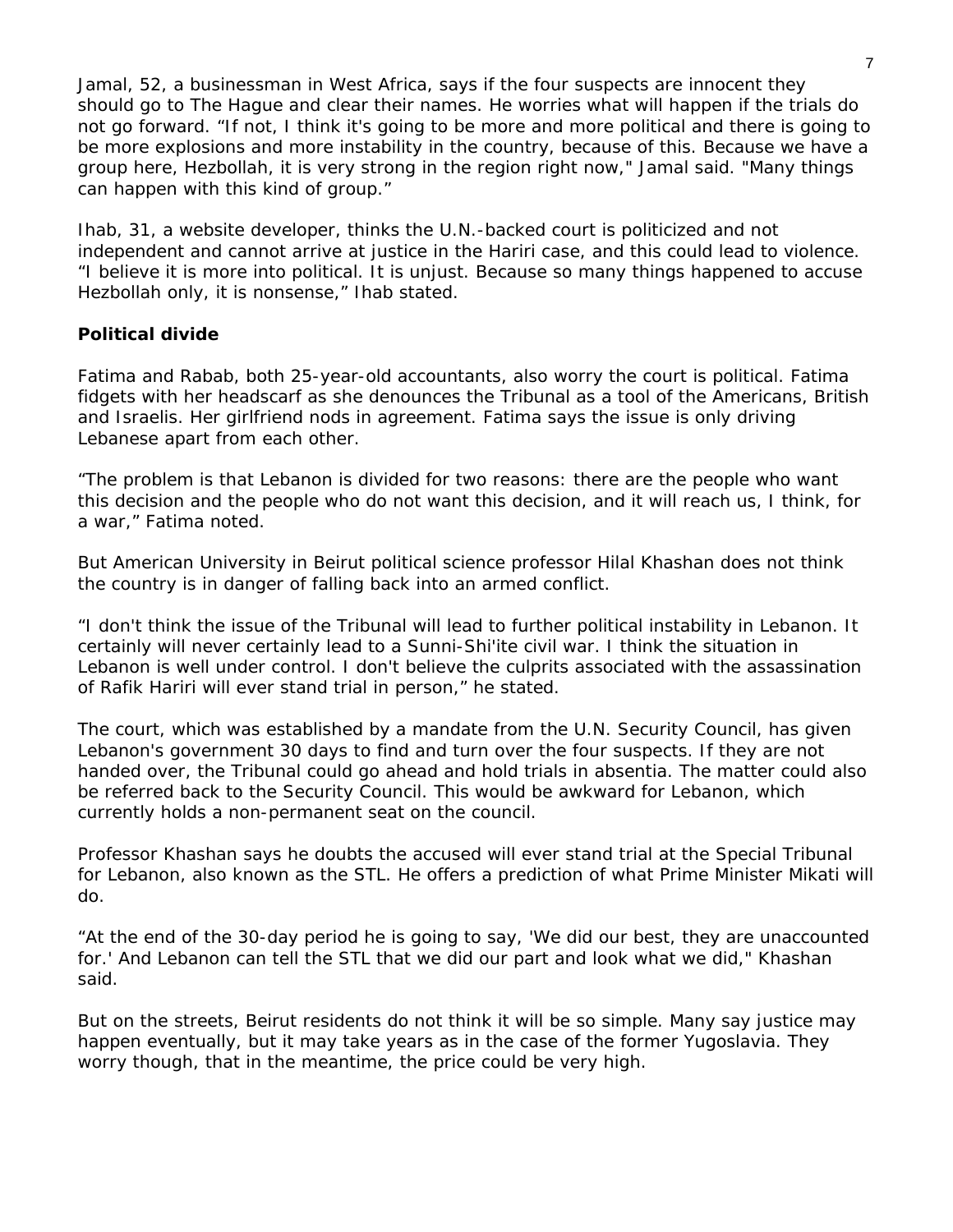Jamal, 52, a businessman in West Africa, says if the four suspects are innocent they should go to The Hague and clear their names. He worries what will happen if the trials do not go forward. "If not, I think it's going to be more and more political and there is going to be more explosions and more instability in the country, because of this. Because we have a group here, Hezbollah, it is very strong in the region right now," Jamal said. "Many things can happen with this kind of group."

Ihab, 31, a website developer, thinks the U.N.-backed court is politicized and not independent and cannot arrive at justice in the Hariri case, and this could lead to violence. "I believe it is more into political. It is unjust. Because so many things happened to accuse Hezbollah only, it is nonsense," Ihab stated.

**Political divide**

Fatima and Rabab, both 25-year-old accountants, also worry the court is political. Fatima fidgets with her headscarf as she denounces the Tribunal as a tool of the Americans, British and Israelis. Her girlfriend nods in agreement. Fatima says the issue is only driving Lebanese apart from each other.

"The problem is that Lebanon is divided for two reasons: there are the people who want this decision and the people who do not want this decision, and it will reach us, I think, for a war," Fatima noted.

But American University in Beirut political science professor Hilal Khashan does not think the country is in danger of falling back into an armed conflict.

"I don't think the issue of the Tribunal will lead to further political instability in Lebanon. It certainly will never certainly lead to a Sunni-Shi'ite civil war. I think the situation in Lebanon is well under control. I don't believe the culprits associated with the assassination of Rafik Hariri will ever stand trial in person," he stated.

The court, which was established by a mandate from the U.N. Security Council, has given Lebanon's government 30 days to find and turn over the four suspects. If they are not handed over, the Tribunal could go ahead and hold trials in absentia. The matter could also be referred back to the Security Council. This would be awkward for Lebanon, which currently holds a non-permanent seat on the council.

Professor Khashan says he doubts the accused will ever stand trial at the Special Tribunal for Lebanon, also known as the STL. He offers a prediction of what Prime Minister Mikati will do.

"At the end of the 30-day period he is going to say, 'We did our best, they are unaccounted for.' And Lebanon can tell the STL that we did our part and look what we did," Khashan said.

But on the streets, Beirut residents do not think it will be so simple. Many say justice may happen eventually, but it may take years as in the case of the former Yugoslavia. They worry though, that in the meantime, the price could be very high.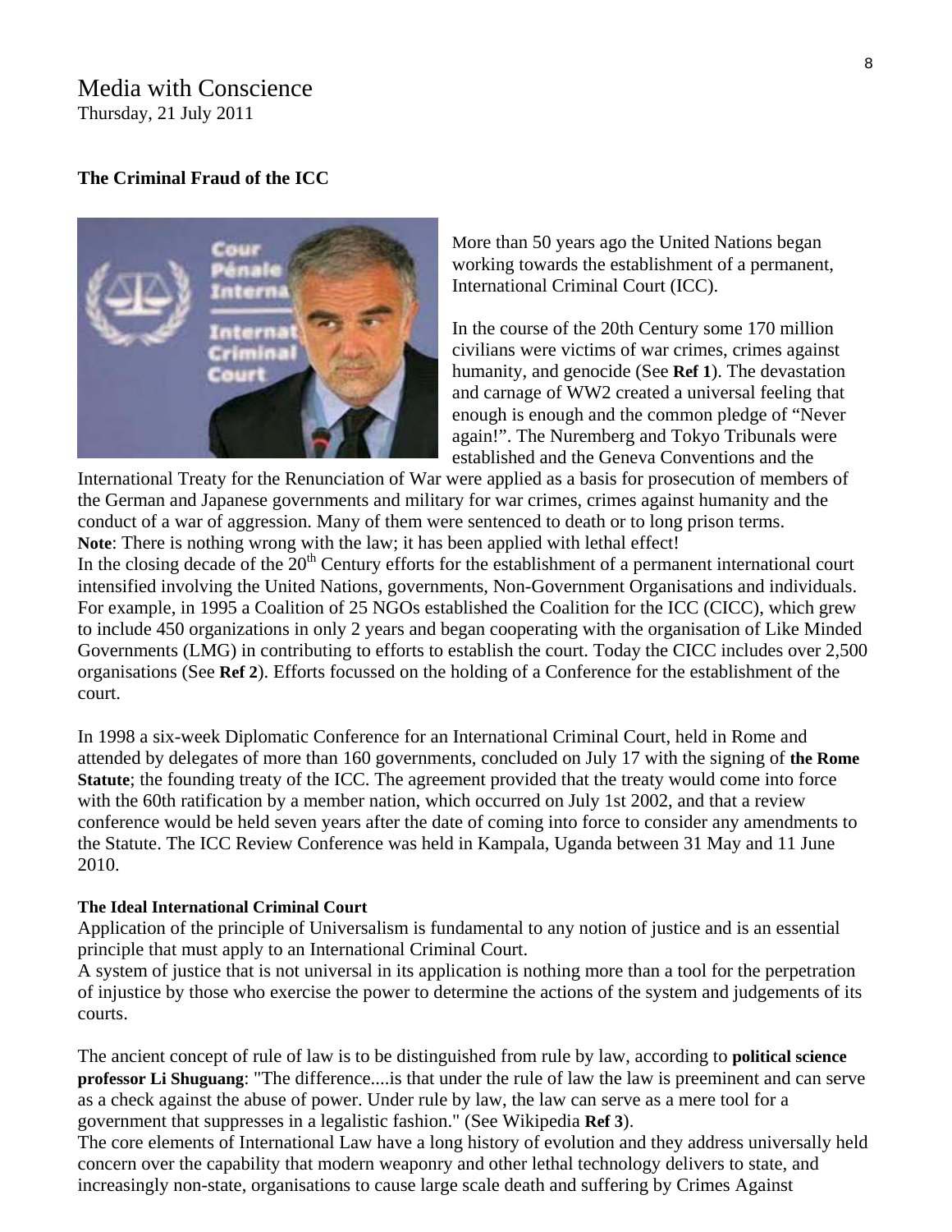Media with Conscience
Thursday, 21 July 2011

## The Criminal Fraud of the ICC

More than 50 years ago the United Nations began working towards the establishment of a permanent, International Criminal Court (ICC).

In the course of the 20th Century some 170 million civilians were victims of war crimes, crimes against humanity, and genocide (See **Ref 1**). The devastation and carnage of WW2 created a universal feeling that enough is enough and the common pledge of "Never again!". The Nuremberg and Tokyo Tribunals were established and the Geneva Conventions and the International Treaty for the Renunciation of War were applied as a basis for prosecution of members of the German and Japanese governments and military for war crimes, crimes against humanity and the conduct of a war of aggression. Many of them were sentenced to death or to long prison terms.
**Note**: There is nothing wrong with the law; it has been applied with lethal effect!
In the closing decade of the 20th Century efforts for the establishment of a permanent international court intensified involving the United Nations, governments, Non-Government Organisations and individuals. For example, in 1995 a Coalition of 25 NGOs established the Coalition for the ICC (CICC), which grew to include 450 organizations in only 2 years and began cooperating with the organisation of Like Minded Governments (LMG) in contributing to efforts to establish the court. Today the CICC includes over 2,500 organisations (See **Ref 2**). Efforts focussed on the holding of a Conference for the establishment of the court.

In 1998 a six-week Diplomatic Conference for an International Criminal Court, held in Rome and attended by delegates of more than 160 governments, concluded on July 17 with the signing of **the Rome Statute**; the founding treaty of the ICC. The agreement provided that the treaty would come into force with the 60th ratification by a member nation, which occurred on July 1st 2002, and that a review conference would be held seven years after the date of coming into force to consider any amendments to the Statute. The ICC Review Conference was held in Kampala, Uganda between 31 May and 11 June 2010.

### The Ideal International Criminal Court

Application of the principle of Universalism is fundamental to any notion of justice and is an essential principle that must apply to an International Criminal Court.
A system of justice that is not universal in its application is nothing more than a tool for the perpetration of injustice by those who exercise the power to determine the actions of the system and judgements of its courts.

The ancient concept of rule of law is to be distinguished from rule by law, according to **political science professor Li Shuguang**: "The difference....is that under the rule of law the law is preeminent and can serve as a check against the abuse of power. Under rule by law, the law can serve as a mere tool for a government that suppresses in a legalistic fashion." (See Wikipedia **Ref 3**).
The core elements of International Law have a long history of evolution and they address universally held concern over the capability that modern weaponry and other lethal technology delivers to state, and increasingly non-state, organisations to cause large scale death and suffering by Crimes Against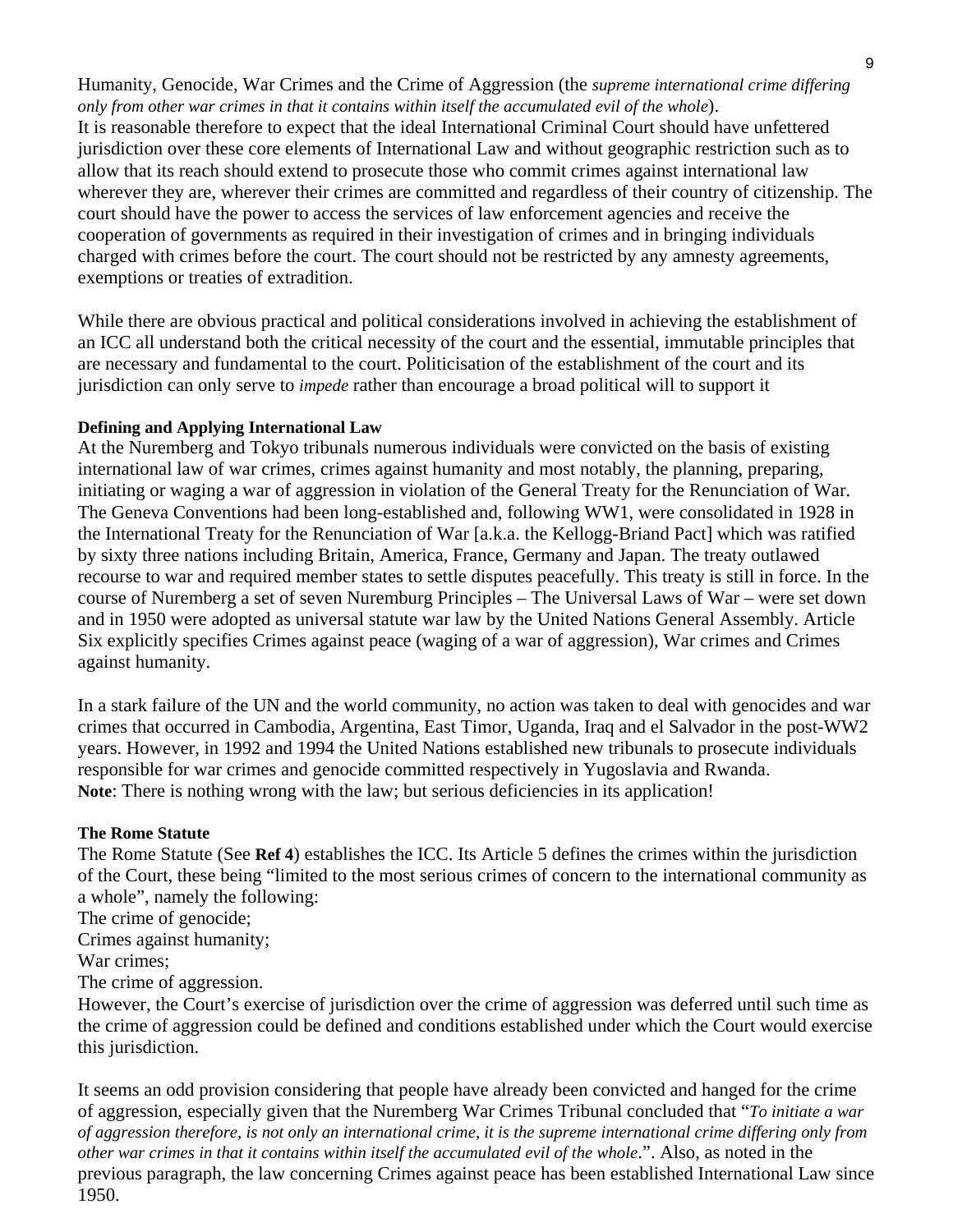Humanity, Genocide, War Crimes and the Crime of Aggression (the *supreme international crime differing only from other war crimes in that it contains within itself the accumulated evil of the whole*).
It is reasonable therefore to expect that the ideal International Criminal Court should have unfettered jurisdiction over these core elements of International Law and without geographic restriction such as to allow that its reach should extend to prosecute those who commit crimes against international law wherever they are, wherever their crimes are committed and regardless of their country of citizenship. The court should have the power to access the services of law enforcement agencies and receive the cooperation of governments as required in their investigation of crimes and in bringing individuals charged with crimes before the court. The court should not be restricted by any amnesty agreements, exemptions or treaties of extradition.

While there are obvious practical and political considerations involved in achieving the establishment of an ICC all understand both the critical necessity of the court and the essential, immutable principles that are necessary and fundamental to the court. Politicisation of the establishment of the court and its jurisdiction can only serve to *impede* rather than encourage a broad political will to support it

**Defining and Applying International Law**

At the Nuremberg and Tokyo tribunals numerous individuals were convicted on the basis of existing international law of war crimes, crimes against humanity and most notably, the planning, preparing, initiating or waging a war of aggression in violation of the General Treaty for the Renunciation of War. The Geneva Conventions had been long-established and, following WW1, were consolidated in 1928 in the International Treaty for the Renunciation of War [a.k.a. the Kellogg-Briand Pact] which was ratified by sixty three nations including Britain, America, France, Germany and Japan. The treaty outlawed recourse to war and required member states to settle disputes peacefully. This treaty is still in force. In the course of Nuremberg a set of seven Nuremburg Principles – The Universal Laws of War – were set down and in 1950 were adopted as universal statute war law by the United Nations General Assembly. Article Six explicitly specifies Crimes against peace (waging of a war of aggression), War crimes and Crimes against humanity.

In a stark failure of the UN and the world community, no action was taken to deal with genocides and war crimes that occurred in Cambodia, Argentina, East Timor, Uganda, Iraq and el Salvador in the post-WW2 years. However, in 1992 and 1994 the United Nations established new tribunals to prosecute individuals responsible for war crimes and genocide committed respectively in Yugoslavia and Rwanda.
**Note**: There is nothing wrong with the law; but serious deficiencies in its application!

**The Rome Statute**

The Rome Statute (See **Ref 4**) establishes the ICC. Its Article 5 defines the crimes within the jurisdiction of the Court, these being "limited to the most serious crimes of concern to the international community as a whole", namely the following:
The crime of genocide;
Crimes against humanity;
War crimes;
The crime of aggression.
However, the Court's exercise of jurisdiction over the crime of aggression was deferred until such time as the crime of aggression could be defined and conditions established under which the Court would exercise this jurisdiction.

It seems an odd provision considering that people have already been convicted and hanged for the crime of aggression, especially given that the Nuremberg War Crimes Tribunal concluded that "*To initiate a war of aggression therefore, is not only an international crime, it is the supreme international crime differing only from other war crimes in that it contains within itself the accumulated evil of the whole*.". Also, as noted in the previous paragraph, the law concerning Crimes against peace has been established International Law since 1950.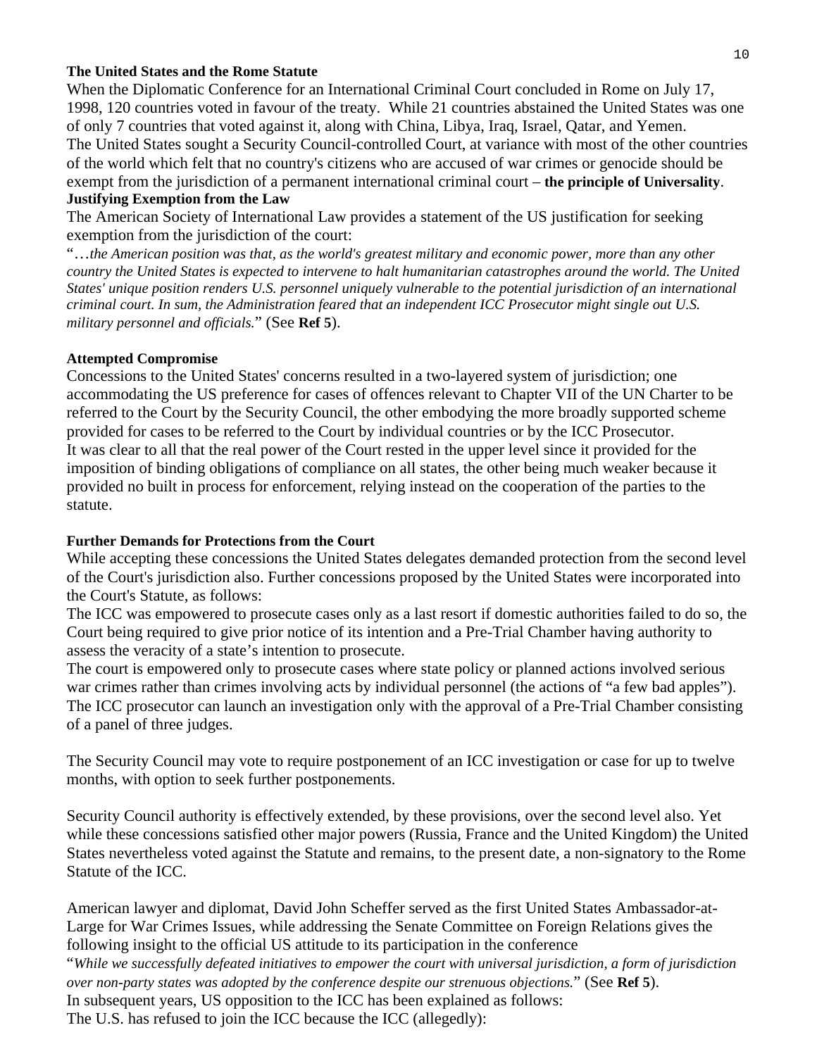**The United States and the Rome Statute**

When the Diplomatic Conference for an International Criminal Court concluded in Rome on July 17, 1998, 120 countries voted in favour of the treaty. While 21 countries abstained the United States was one of only 7 countries that voted against it, along with China, Libya, Iraq, Israel, Qatar, and Yemen.
The United States sought a Security Council-controlled Court, at variance with most of the other countries of the world which felt that no country's citizens who are accused of war crimes or genocide should be exempt from the jurisdiction of a permanent international criminal court – **the principle of Universality**.

**Justifying Exemption from the Law**

The American Society of International Law provides a statement of the US justification for seeking exemption from the jurisdiction of the court:

"*…the American position was that, as the world's greatest military and economic power, more than any other country the United States is expected to intervene to halt humanitarian catastrophes around the world. The United States' unique position renders U.S. personnel uniquely vulnerable to the potential jurisdiction of an international criminal court. In sum, the Administration feared that an independent ICC Prosecutor might single out U.S. military personnel and officials.*" (See **Ref 5**).

**Attempted Compromise**

Concessions to the United States' concerns resulted in a two-layered system of jurisdiction; one accommodating the US preference for cases of offences relevant to Chapter VII of the UN Charter to be referred to the Court by the Security Council, the other embodying the more broadly supported scheme provided for cases to be referred to the Court by individual countries or by the ICC Prosecutor.
It was clear to all that the real power of the Court rested in the upper level since it provided for the imposition of binding obligations of compliance on all states, the other being much weaker because it provided no built in process for enforcement, relying instead on the cooperation of the parties to the statute.

**Further Demands for Protections from the Court**

While accepting these concessions the United States delegates demanded protection from the second level of the Court's jurisdiction also. Further concessions proposed by the United States were incorporated into the Court's Statute, as follows:
The ICC was empowered to prosecute cases only as a last resort if domestic authorities failed to do so, the Court being required to give prior notice of its intention and a Pre-Trial Chamber having authority to assess the veracity of a state's intention to prosecute.
The court is empowered only to prosecute cases where state policy or planned actions involved serious war crimes rather than crimes involving acts by individual personnel (the actions of "a few bad apples").
The ICC prosecutor can launch an investigation only with the approval of a Pre-Trial Chamber consisting of a panel of three judges.

The Security Council may vote to require postponement of an ICC investigation or case for up to twelve months, with option to seek further postponements.

Security Council authority is effectively extended, by these provisions, over the second level also. Yet while these concessions satisfied other major powers (Russia, France and the United Kingdom) the United States nevertheless voted against the Statute and remains, to the present date, a non-signatory to the Rome Statute of the ICC.

American lawyer and diplomat, David John Scheffer served as the first United States Ambassador-at-Large for War Crimes Issues, while addressing the Senate Committee on Foreign Relations gives the following insight to the official US attitude to its participation in the conference

"*While we successfully defeated initiatives to empower the court with universal jurisdiction, a form of jurisdiction over non-party states was adopted by the conference despite our strenuous objections.*" (See **Ref 5**).

In subsequent years, US opposition to the ICC has been explained as follows:
The U.S. has refused to join the ICC because the ICC (allegedly):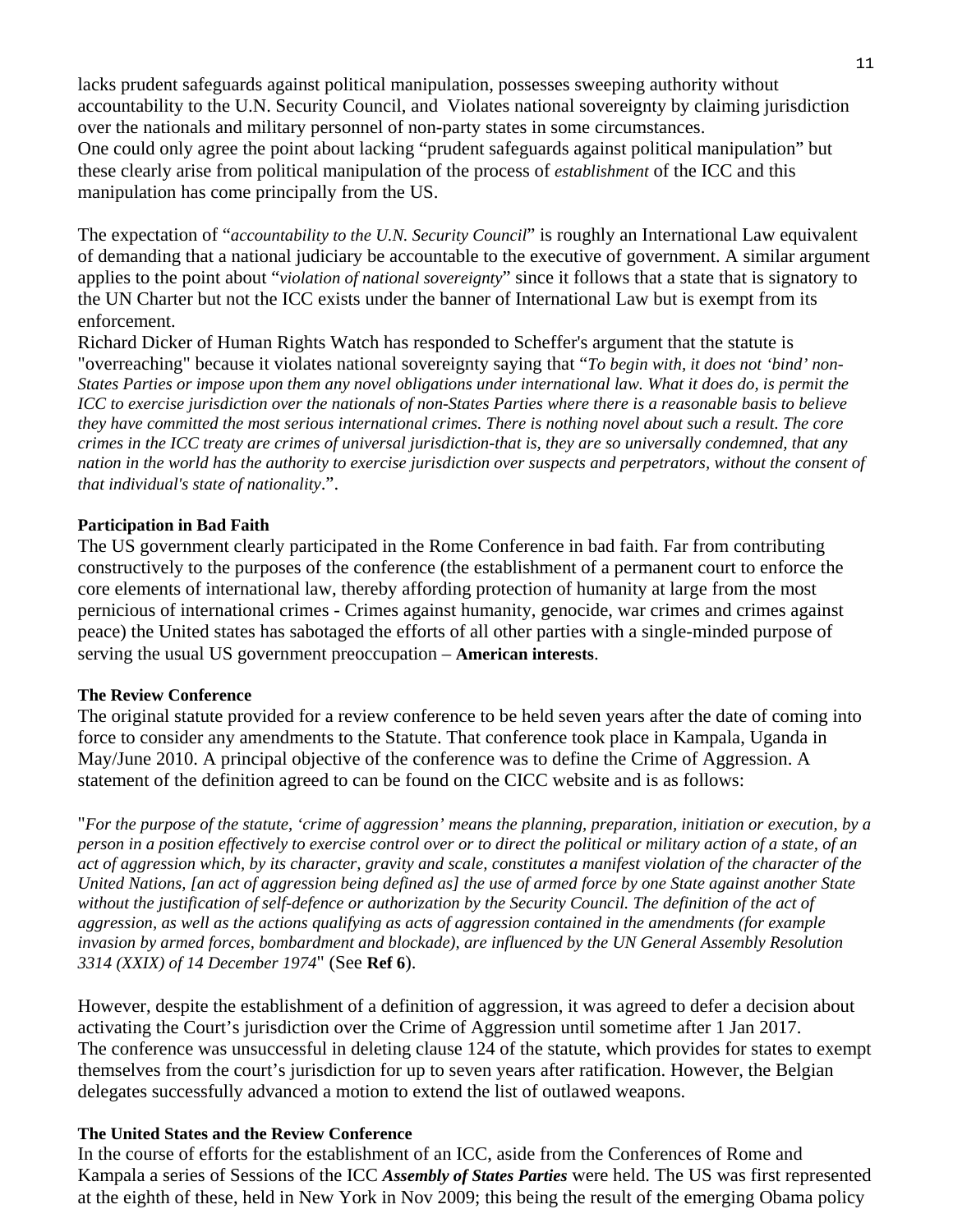lacks prudent safeguards against political manipulation, possesses sweeping authority without accountability to the U.N. Security Council, and Violates national sovereignty by claiming jurisdiction over the nationals and military personnel of non-party states in some circumstances.
One could only agree the point about lacking "prudent safeguards against political manipulation" but these clearly arise from political manipulation of the process of *establishment* of the ICC and this manipulation has come principally from the US.

The expectation of "*accountability to the U.N. Security Council*" is roughly an International Law equivalent of demanding that a national judiciary be accountable to the executive of government. A similar argument applies to the point about "*violation of national sovereignty*" since it follows that a state that is signatory to the UN Charter but not the ICC exists under the banner of International Law but is exempt from its enforcement.
Richard Dicker of Human Rights Watch has responded to Scheffer's argument that the statute is "overreaching" because it violates national sovereignty saying that "*To begin with, it does not 'bind' non-States Parties or impose upon them any novel obligations under international law. What it does do, is permit the ICC to exercise jurisdiction over the nationals of non-States Parties where there is a reasonable basis to believe they have committed the most serious international crimes. There is nothing novel about such a result. The core crimes in the ICC treaty are crimes of universal jurisdiction-that is, they are so universally condemned, that any nation in the world has the authority to exercise jurisdiction over suspects and perpetrators, without the consent of that individual's state of nationality*.".

**Participation in Bad Faith**
The US government clearly participated in the Rome Conference in bad faith. Far from contributing constructively to the purposes of the conference (the establishment of a permanent court to enforce the core elements of international law, thereby affording protection of humanity at large from the most pernicious of international crimes - Crimes against humanity, genocide, war crimes and crimes against peace) the United states has sabotaged the efforts of all other parties with a single-minded purpose of serving the usual US government preoccupation – **American interests**.

**The Review Conference**
The original statute provided for a review conference to be held seven years after the date of coming into force to consider any amendments to the Statute. That conference took place in Kampala, Uganda in May/June 2010. A principal objective of the conference was to define the Crime of Aggression. A statement of the definition agreed to can be found on the CICC website and is as follows:

"*For the purpose of the statute, 'crime of aggression' means the planning, preparation, initiation or execution, by a person in a position effectively to exercise control over or to direct the political or military action of a state, of an act of aggression which, by its character, gravity and scale, constitutes a manifest violation of the character of the United Nations, [an act of aggression being defined as] the use of armed force by one State against another State without the justification of self-defence or authorization by the Security Council. The definition of the act of aggression, as well as the actions qualifying as acts of aggression contained in the amendments (for example invasion by armed forces, bombardment and blockade), are influenced by the UN General Assembly Resolution 3314 (XXIX) of 14 December 1974*" (See **Ref 6**).

However, despite the establishment of a definition of aggression, it was agreed to defer a decision about activating the Court's jurisdiction over the Crime of Aggression until sometime after 1 Jan 2017.
The conference was unsuccessful in deleting clause 124 of the statute, which provides for states to exempt themselves from the court's jurisdiction for up to seven years after ratification. However, the Belgian delegates successfully advanced a motion to extend the list of outlawed weapons.

**The United States and the Review Conference**
In the course of efforts for the establishment of an ICC, aside from the Conferences of Rome and Kampala a series of Sessions of the ICC ***Assembly of States Parties*** were held. The US was first represented at the eighth of these, held in New York in Nov 2009; this being the result of the emerging Obama policy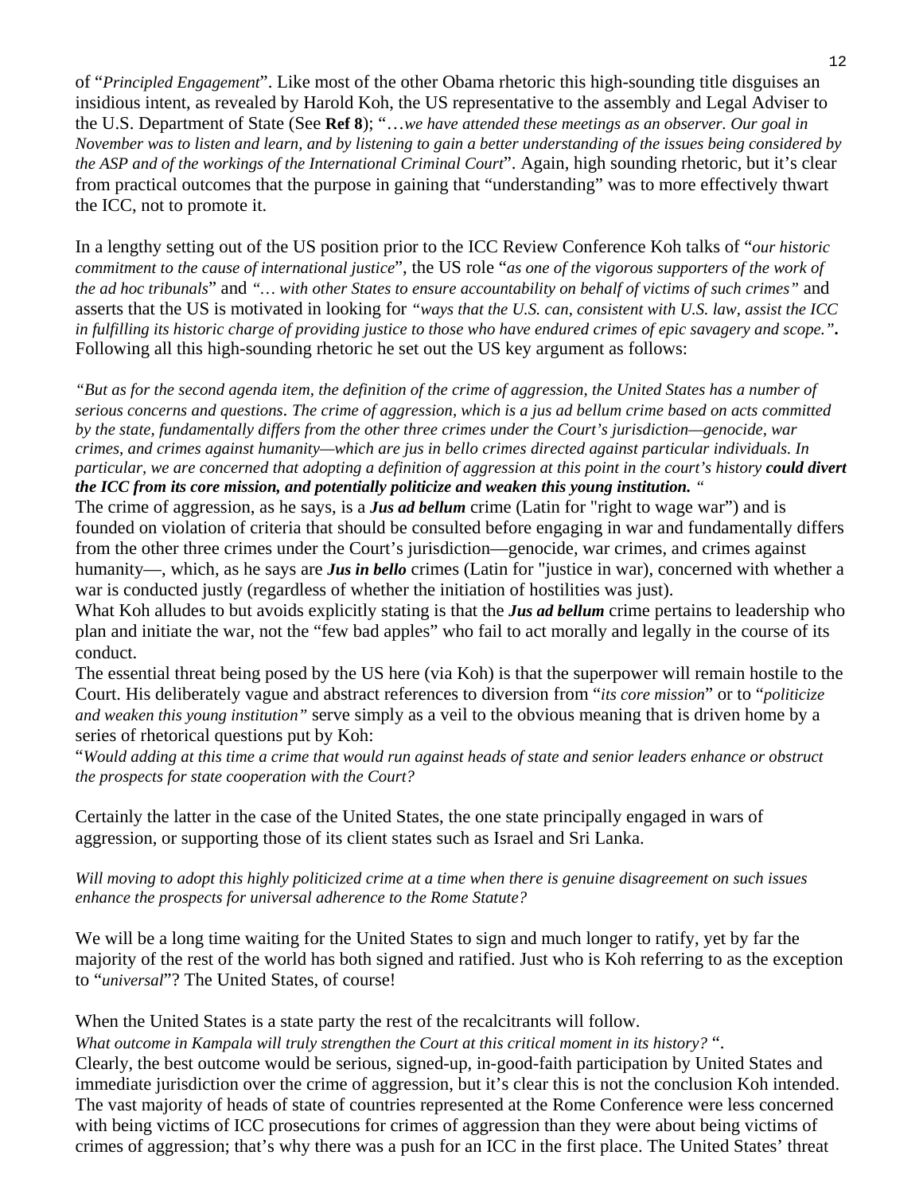of "*Principled Engagement*". Like most of the other Obama rhetoric this high-sounding title disguises an insidious intent, as revealed by Harold Koh, the US representative to the assembly and Legal Adviser to the U.S. Department of State (See **Ref 8**); "*…we have attended these meetings as an observer. Our goal in November was to listen and learn, and by listening to gain a better understanding of the issues being considered by the ASP and of the workings of the International Criminal Court*". Again, high sounding rhetoric, but it's clear from practical outcomes that the purpose in gaining that "understanding" was to more effectively thwart the ICC, not to promote it.

In a lengthy setting out of the US position prior to the ICC Review Conference Koh talks of "*our historic commitment to the cause of international justice*", the US role "*as one of the vigorous supporters of the work of the ad hoc tribunals*" and *"… with other States to ensure accountability on behalf of victims of such crimes"* and asserts that the US is motivated in looking for *"ways that the U.S. can, consistent with U.S. law, assist the ICC in fulfilling its historic charge of providing justice to those who have endured crimes of epic savagery and scope."*. Following all this high-sounding rhetoric he set out the US key argument as follows:

*"But as for the second agenda item, the definition of the crime of aggression, the United States has a number of serious concerns and questions. The crime of aggression, which is a jus ad bellum crime based on acts committed by the state, fundamentally differs from the other three crimes under the Court's jurisdiction—genocide, war crimes, and crimes against humanity—which are jus in bello crimes directed against particular individuals. In particular, we are concerned that adopting a definition of aggression at this point in the court's history* ***could divert the ICC from its core mission, and potentially politicize and weaken this young institution.*** *"*

The crime of aggression, as he says, is a ***Jus ad bellum*** crime (Latin for "right to wage war") and is founded on violation of criteria that should be consulted before engaging in war and fundamentally differs from the other three crimes under the Court's jurisdiction—genocide, war crimes, and crimes against humanity—, which, as he says are ***Jus in bello*** crimes (Latin for "justice in war), concerned with whether a war is conducted justly (regardless of whether the initiation of hostilities was just).

What Koh alludes to but avoids explicitly stating is that the ***Jus ad bellum*** crime pertains to leadership who plan and initiate the war, not the "few bad apples" who fail to act morally and legally in the course of its conduct.

The essential threat being posed by the US here (via Koh) is that the superpower will remain hostile to the Court. His deliberately vague and abstract references to diversion from "*its core mission*" or to "*politicize and weaken this young institution"* serve simply as a veil to the obvious meaning that is driven home by a series of rhetorical questions put by Koh:

"*Would adding at this time a crime that would run against heads of state and senior leaders enhance or obstruct the prospects for state cooperation with the Court?*

Certainly the latter in the case of the United States, the one state principally engaged in wars of aggression, or supporting those of its client states such as Israel and Sri Lanka.

*Will moving to adopt this highly politicized crime at a time when there is genuine disagreement on such issues enhance the prospects for universal adherence to the Rome Statute?*

We will be a long time waiting for the United States to sign and much longer to ratify, yet by far the majority of the rest of the world has both signed and ratified. Just who is Koh referring to as the exception to "*universal*"? The United States, of course!

When the United States is a state party the rest of the recalcitrants will follow.

*What outcome in Kampala will truly strengthen the Court at this critical moment in its history?* ".

Clearly, the best outcome would be serious, signed-up, in-good-faith participation by United States and immediate jurisdiction over the crime of aggression, but it's clear this is not the conclusion Koh intended. The vast majority of heads of state of countries represented at the Rome Conference were less concerned with being victims of ICC prosecutions for crimes of aggression than they were about being victims of crimes of aggression; that's why there was a push for an ICC in the first place. The United States' threat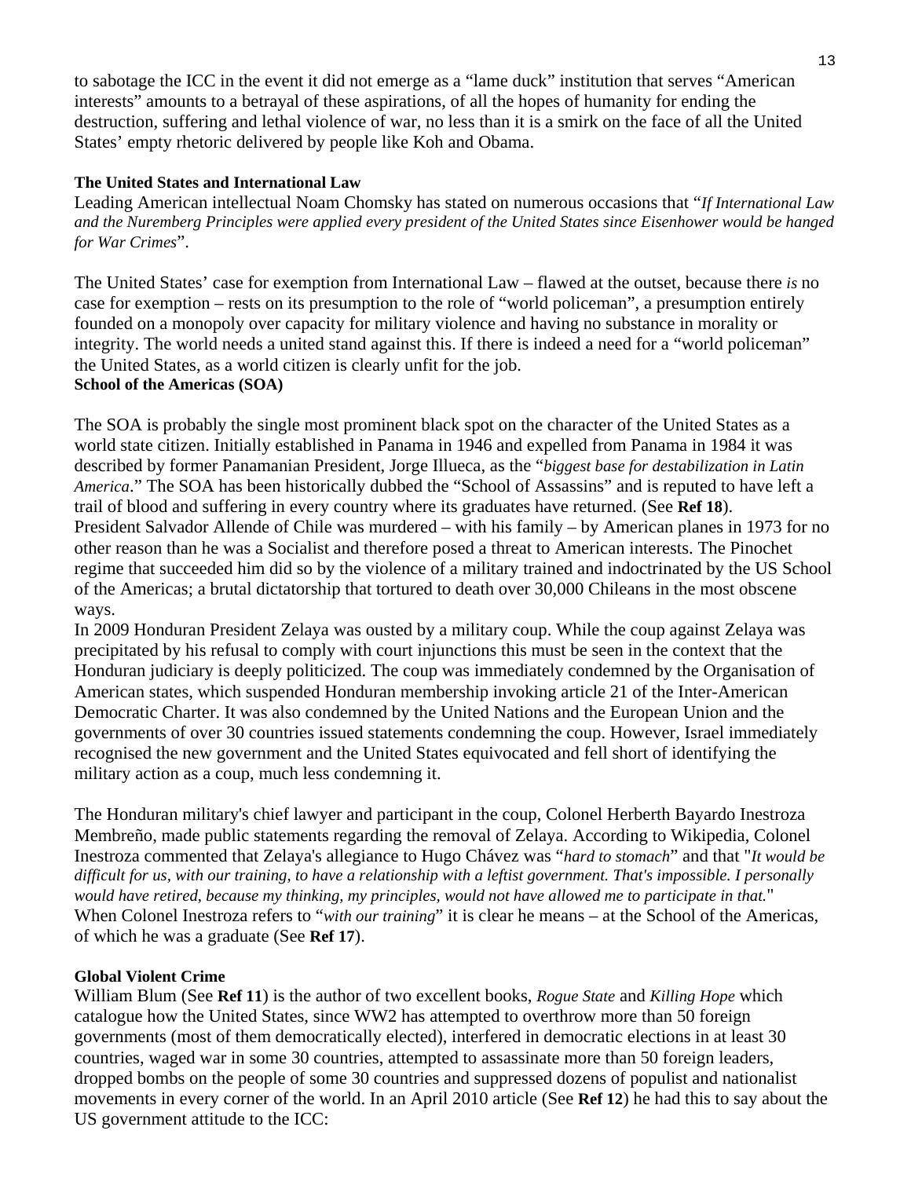to sabotage the ICC in the event it did not emerge as a "lame duck" institution that serves "American interests" amounts to a betrayal of these aspirations, of all the hopes of humanity for ending the destruction, suffering and lethal violence of war, no less than it is a smirk on the face of all the United States' empty rhetoric delivered by people like Koh and Obama.

**The United States and International Law**

Leading American intellectual Noam Chomsky has stated on numerous occasions that "*If International Law and the Nuremberg Principles were applied every president of the United States since Eisenhower would be hanged for War Crimes*".

The United States' case for exemption from International Law – flawed at the outset, because there *is* no case for exemption – rests on its presumption to the role of "world policeman", a presumption entirely founded on a monopoly over capacity for military violence and having no substance in morality or integrity. The world needs a united stand against this. If there is indeed a need for a "world policeman" the United States, as a world citizen is clearly unfit for the job.

**School of the Americas (SOA)**

The SOA is probably the single most prominent black spot on the character of the United States as a world state citizen. Initially established in Panama in 1946 and expelled from Panama in 1984 it was described by former Panamanian President, Jorge Illueca, as the "*biggest base for destabilization in Latin America*." The SOA has been historically dubbed the "School of Assassins" and is reputed to have left a trail of blood and suffering in every country where its graduates have returned. (See **Ref 18**).
President Salvador Allende of Chile was murdered – with his family – by American planes in 1973 for no other reason than he was a Socialist and therefore posed a threat to American interests. The Pinochet regime that succeeded him did so by the violence of a military trained and indoctrinated by the US School of the Americas; a brutal dictatorship that tortured to death over 30,000 Chileans in the most obscene ways.
In 2009 Honduran President Zelaya was ousted by a military coup. While the coup against Zelaya was precipitated by his refusal to comply with court injunctions this must be seen in the context that the Honduran judiciary is deeply politicized. The coup was immediately condemned by the Organisation of American states, which suspended Honduran membership invoking article 21 of the Inter-American Democratic Charter. It was also condemned by the United Nations and the European Union and the governments of over 30 countries issued statements condemning the coup. However, Israel immediately recognised the new government and the United States equivocated and fell short of identifying the military action as a coup, much less condemning it.

The Honduran military's chief lawyer and participant in the coup, Colonel Herberth Bayardo Inestroza Membreño, made public statements regarding the removal of Zelaya. According to Wikipedia, Colonel Inestroza commented that Zelaya's allegiance to Hugo Chávez was "*hard to stomach*" and that "*It would be difficult for us, with our training, to have a relationship with a leftist government. That's impossible. I personally would have retired, because my thinking, my principles, would not have allowed me to participate in that.*" When Colonel Inestroza refers to "*with our training*" it is clear he means – at the School of the Americas, of which he was a graduate (See **Ref 17**).

**Global Violent Crime**

William Blum (See **Ref 11**) is the author of two excellent books, *Rogue State* and *Killing Hope* which catalogue how the United States, since WW2 has attempted to overthrow more than 50 foreign governments (most of them democratically elected), interfered in democratic elections in at least 30 countries, waged war in some 30 countries, attempted to assassinate more than 50 foreign leaders, dropped bombs on the people of some 30 countries and suppressed dozens of populist and nationalist movements in every corner of the world. In an April 2010 article (See **Ref 12**) he had this to say about the US government attitude to the ICC: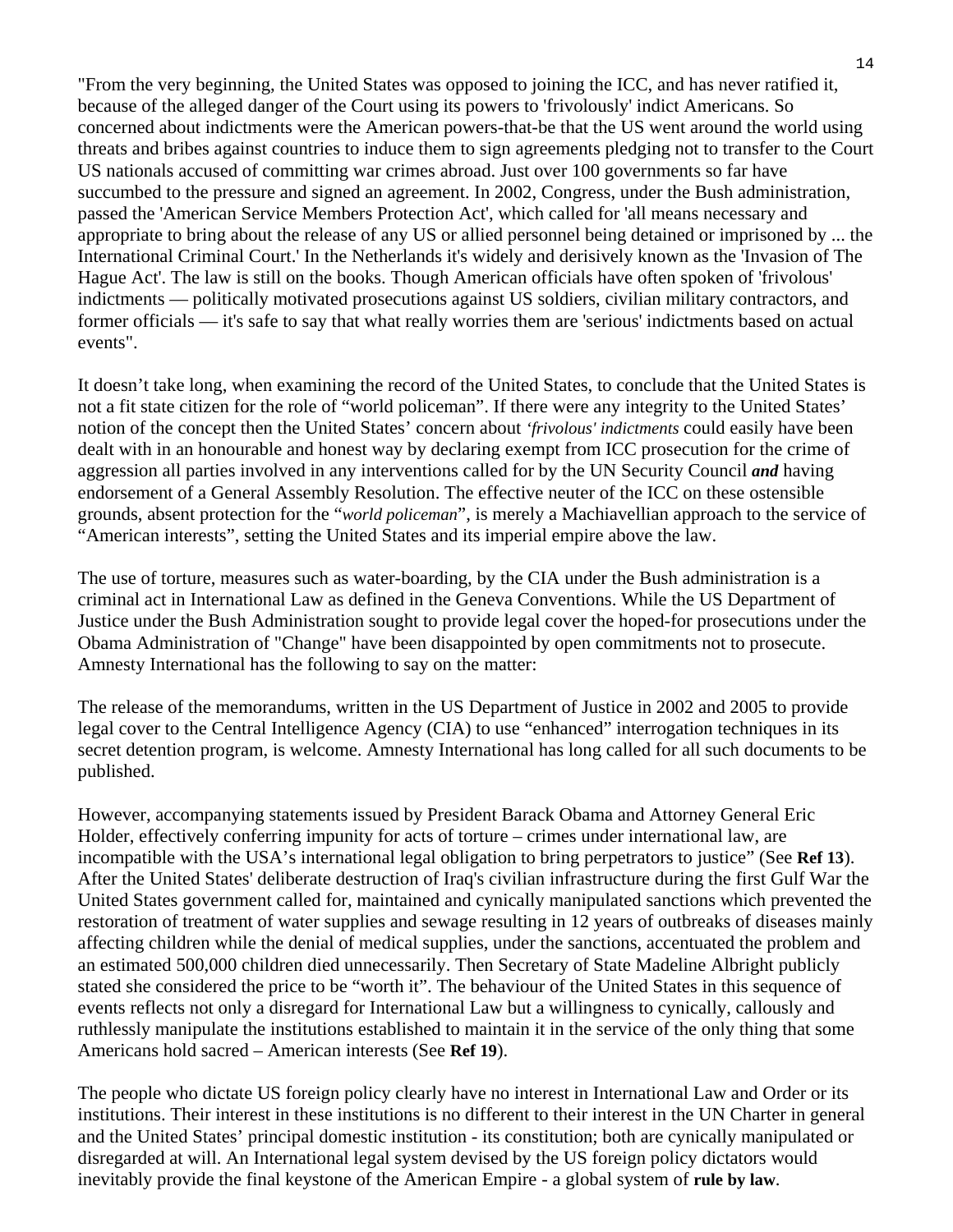"From the very beginning, the United States was opposed to joining the ICC, and has never ratified it, because of the alleged danger of the Court using its powers to 'frivolously' indict Americans. So concerned about indictments were the American powers-that-be that the US went around the world using threats and bribes against countries to induce them to sign agreements pledging not to transfer to the Court US nationals accused of committing war crimes abroad. Just over 100 governments so far have succumbed to the pressure and signed an agreement. In 2002, Congress, under the Bush administration, passed the 'American Service Members Protection Act', which called for 'all means necessary and appropriate to bring about the release of any US or allied personnel being detained or imprisoned by ... the International Criminal Court.' In the Netherlands it's widely and derisively known as the 'Invasion of The Hague Act'. The law is still on the books. Though American officials have often spoken of 'frivolous' indictments — politically motivated prosecutions against US soldiers, civilian military contractors, and former officials — it's safe to say that what really worries them are 'serious' indictments based on actual events".

It doesn't take long, when examining the record of the United States, to conclude that the United States is not a fit state citizen for the role of "world policeman". If there were any integrity to the United States' notion of the concept then the United States' concern about *'frivolous' indictments* could easily have been dealt with in an honourable and honest way by declaring exempt from ICC prosecution for the crime of aggression all parties involved in any interventions called for by the UN Security Council ***and*** having endorsement of a General Assembly Resolution. The effective neuter of the ICC on these ostensible grounds, absent protection for the "*world policeman*", is merely a Machiavellian approach to the service of "American interests", setting the United States and its imperial empire above the law.

The use of torture, measures such as water-boarding, by the CIA under the Bush administration is a criminal act in International Law as defined in the Geneva Conventions. While the US Department of Justice under the Bush Administration sought to provide legal cover the hoped-for prosecutions under the Obama Administration of "Change" have been disappointed by open commitments not to prosecute. Amnesty International has the following to say on the matter:

The release of the memorandums, written in the US Department of Justice in 2002 and 2005 to provide legal cover to the Central Intelligence Agency (CIA) to use "enhanced" interrogation techniques in its secret detention program, is welcome. Amnesty International has long called for all such documents to be published.

However, accompanying statements issued by President Barack Obama and Attorney General Eric Holder, effectively conferring impunity for acts of torture – crimes under international law, are incompatible with the USA's international legal obligation to bring perpetrators to justice" (See **Ref 13**). After the United States' deliberate destruction of Iraq's civilian infrastructure during the first Gulf War the United States government called for, maintained and cynically manipulated sanctions which prevented the restoration of treatment of water supplies and sewage resulting in 12 years of outbreaks of diseases mainly affecting children while the denial of medical supplies, under the sanctions, accentuated the problem and an estimated 500,000 children died unnecessarily. Then Secretary of State Madeline Albright publicly stated she considered the price to be "worth it". The behaviour of the United States in this sequence of events reflects not only a disregard for International Law but a willingness to cynically, callously and ruthlessly manipulate the institutions established to maintain it in the service of the only thing that some Americans hold sacred – American interests (See **Ref 19**).

The people who dictate US foreign policy clearly have no interest in International Law and Order or its institutions. Their interest in these institutions is no different to their interest in the UN Charter in general and the United States' principal domestic institution - its constitution; both are cynically manipulated or disregarded at will. An International legal system devised by the US foreign policy dictators would inevitably provide the final keystone of the American Empire - a global system of **rule by law**.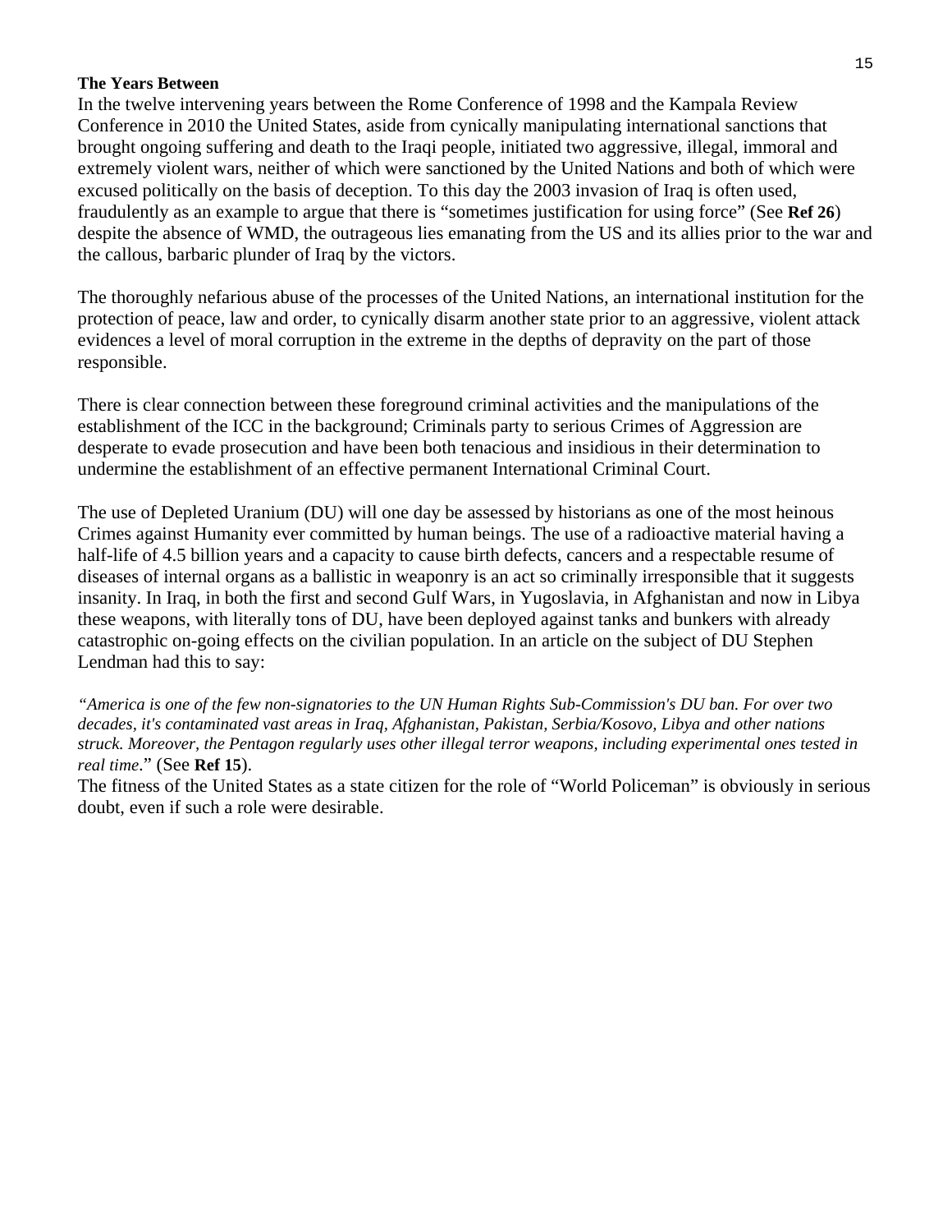**The Years Between**

In the twelve intervening years between the Rome Conference of 1998 and the Kampala Review Conference in 2010 the United States, aside from cynically manipulating international sanctions that brought ongoing suffering and death to the Iraqi people, initiated two aggressive, illegal, immoral and extremely violent wars, neither of which were sanctioned by the United Nations and both of which were excused politically on the basis of deception. To this day the 2003 invasion of Iraq is often used, fraudulently as an example to argue that there is "sometimes justification for using force" (See **Ref 26**) despite the absence of WMD, the outrageous lies emanating from the US and its allies prior to the war and the callous, barbaric plunder of Iraq by the victors.

The thoroughly nefarious abuse of the processes of the United Nations, an international institution for the protection of peace, law and order, to cynically disarm another state prior to an aggressive, violent attack evidences a level of moral corruption in the extreme in the depths of depravity on the part of those responsible.

There is clear connection between these foreground criminal activities and the manipulations of the establishment of the ICC in the background; Criminals party to serious Crimes of Aggression are desperate to evade prosecution and have been both tenacious and insidious in their determination to undermine the establishment of an effective permanent International Criminal Court.

The use of Depleted Uranium (DU) will one day be assessed by historians as one of the most heinous Crimes against Humanity ever committed by human beings. The use of a radioactive material having a half-life of 4.5 billion years and a capacity to cause birth defects, cancers and a respectable resume of diseases of internal organs as a ballistic in weaponry is an act so criminally irresponsible that it suggests insanity. In Iraq, in both the first and second Gulf Wars, in Yugoslavia, in Afghanistan and now in Libya these weapons, with literally tons of DU, have been deployed against tanks and bunkers with already catastrophic on-going effects on the civilian population. In an article on the subject of DU Stephen Lendman had this to say:

*"America is one of the few non-signatories to the UN Human Rights Sub-Commission's DU ban. For over two decades, it's contaminated vast areas in Iraq, Afghanistan, Pakistan, Serbia/Kosovo, Libya and other nations struck. Moreover, the Pentagon regularly uses other illegal terror weapons, including experimental ones tested in real time.*" (See **Ref 15**).

The fitness of the United States as a state citizen for the role of "World Policeman" is obviously in serious doubt, even if such a role were desirable.